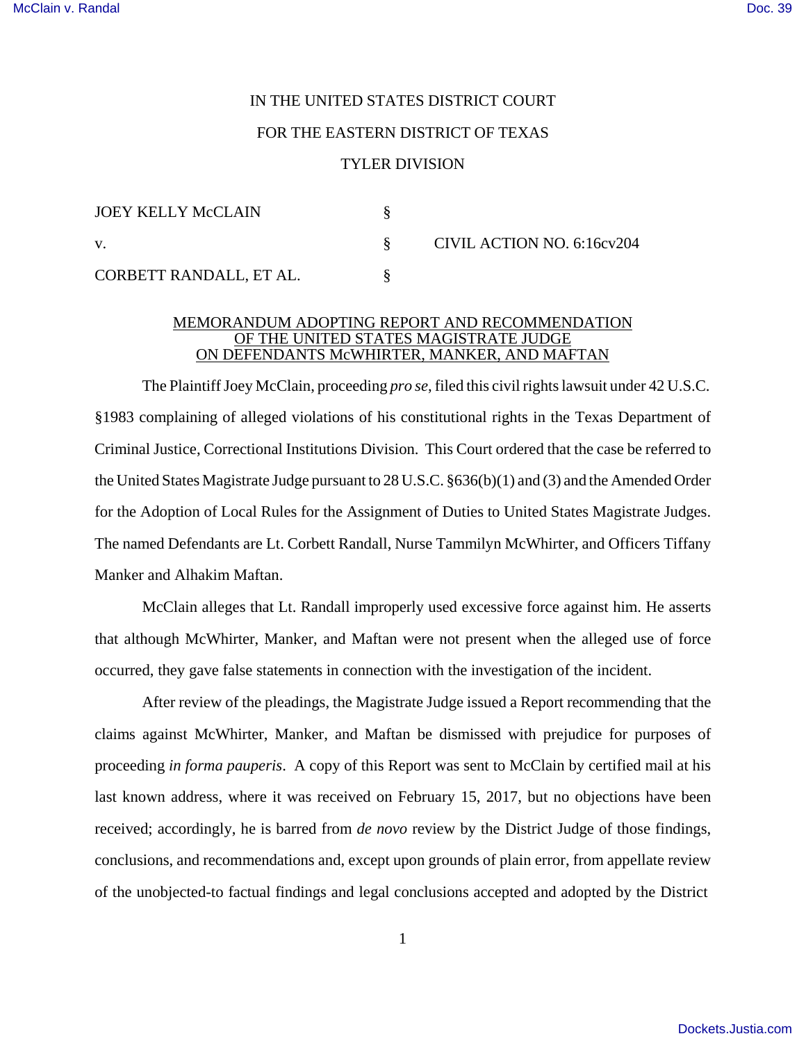IN THE UNITED STATES DISTRICT COURT

FOR THE EASTERN DISTRICT OF TEXAS

TYLER DIVISION

| | | |
|---|---|---|
| JOEY KELLY McCLAIN | § | |
| v. | § | CIVIL ACTION NO. 6:16cv204 |
| CORBETT RANDALL, ET AL. | § | |

## MEMORANDUM ADOPTING REPORT AND RECOMMENDATION OF THE UNITED STATES MAGISTRATE JUDGE ON DEFENDANTS McWHIRTER, MANKER, AND MAFTAN

The Plaintiff Joey McClain, proceeding *pro se*, filed this civil rights lawsuit under 42 U.S.C. §1983 complaining of alleged violations of his constitutional rights in the Texas Department of Criminal Justice, Correctional Institutions Division. This Court ordered that the case be referred to the United States Magistrate Judge pursuant to 28 U.S.C. §636(b)(1) and (3) and the Amended Order for the Adoption of Local Rules for the Assignment of Duties to United States Magistrate Judges. The named Defendants are Lt. Corbett Randall, Nurse Tammilyn McWhirter, and Officers Tiffany Manker and Alhakim Maftan.

McClain alleges that Lt. Randall improperly used excessive force against him. He asserts that although McWhirter, Manker, and Maftan were not present when the alleged use of force occurred, they gave false statements in connection with the investigation of the incident.

After review of the pleadings, the Magistrate Judge issued a Report recommending that the claims against McWhirter, Manker, and Maftan be dismissed with prejudice for purposes of proceeding *in forma pauperis*. A copy of this Report was sent to McClain by certified mail at his last known address, where it was received on February 15, 2017, but no objections have been received; accordingly, he is barred from *de novo* review by the District Judge of those findings, conclusions, and recommendations and, except upon grounds of plain error, from appellate review of the unobjected-to factual findings and legal conclusions accepted and adopted by the District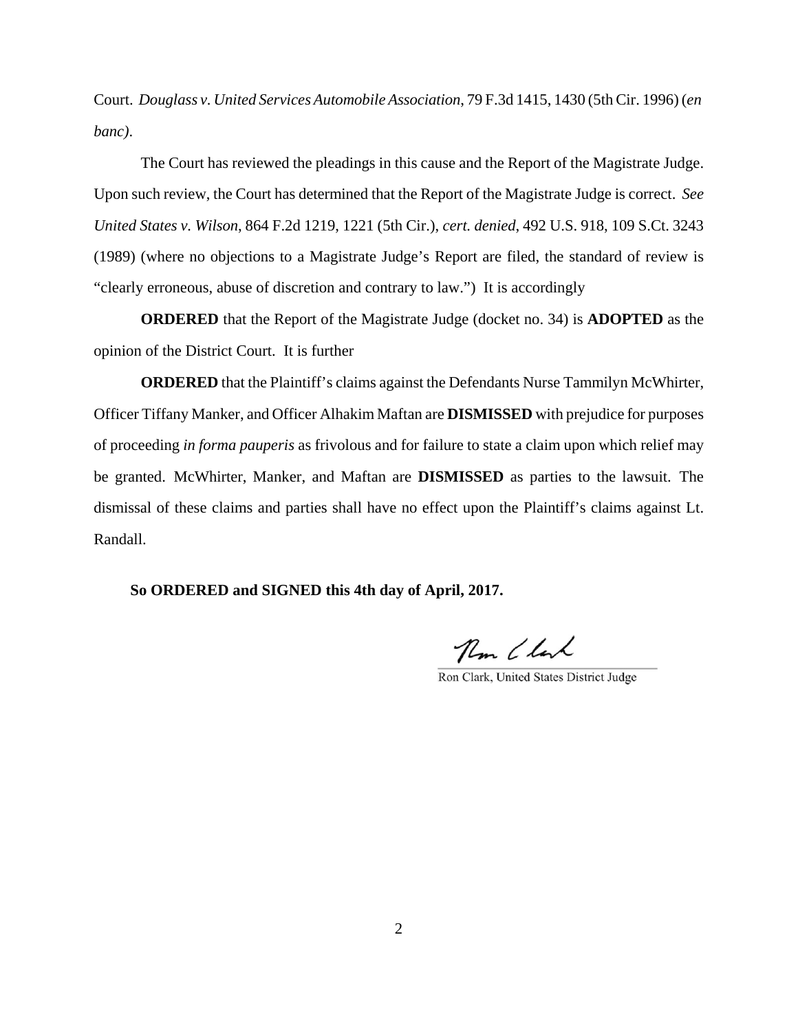Court. *Douglass v. United Services Automobile Association*, 79 F.3d 1415, 1430 (5th Cir. 1996) (*en banc)*.

The Court has reviewed the pleadings in this cause and the Report of the Magistrate Judge. Upon such review, the Court has determined that the Report of the Magistrate Judge is correct. *See United States v. Wilson*, 864 F.2d 1219, 1221 (5th Cir.), *cert. denied*, 492 U.S. 918, 109 S.Ct. 3243 (1989) (where no objections to a Magistrate Judge's Report are filed, the standard of review is "clearly erroneous, abuse of discretion and contrary to law.") It is accordingly

**ORDERED** that the Report of the Magistrate Judge (docket no. 34) is **ADOPTED** as the opinion of the District Court. It is further

**ORDERED** that the Plaintiff's claims against the Defendants Nurse Tammilyn McWhirter, Officer Tiffany Manker, and Officer Alhakim Maftan are **DISMISSED** with prejudice for purposes of proceeding *in forma pauperis* as frivolous and for failure to state a claim upon which relief may be granted. McWhirter, Manker, and Maftan are **DISMISSED** as parties to the lawsuit. The dismissal of these claims and parties shall have no effect upon the Plaintiff's claims against Lt. Randall.

**So ORDERED and SIGNED this 4th day of April, 2017.**

Ron Clark, United States District Judge